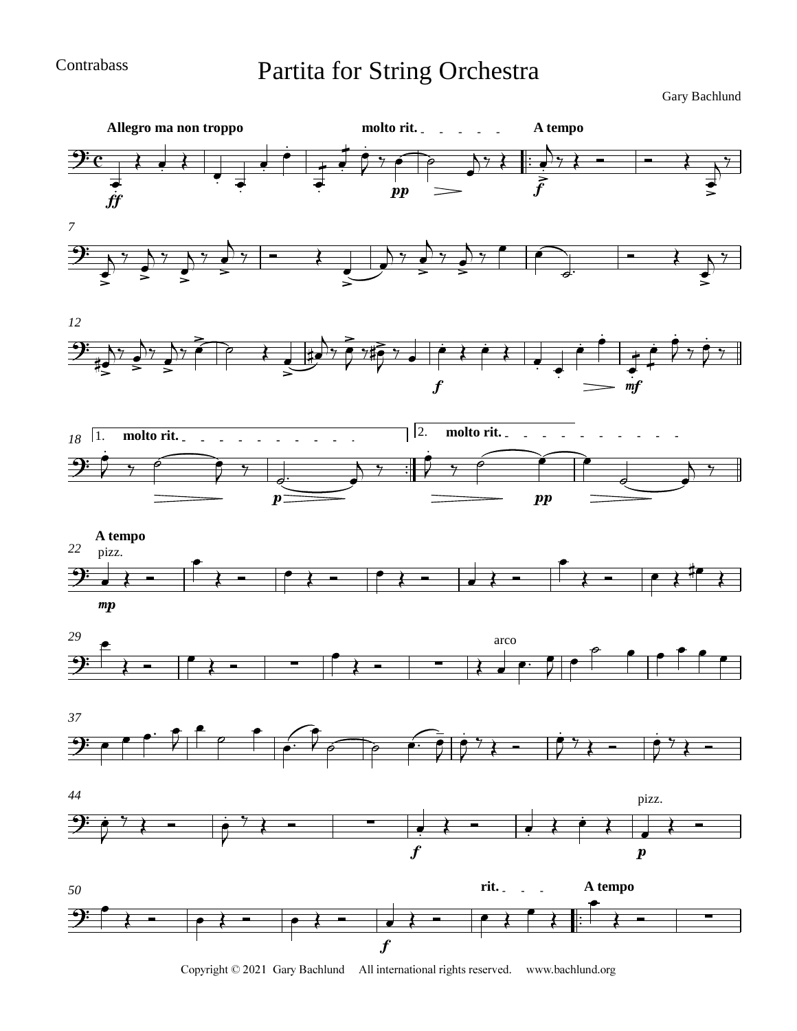Contrabass

# Partita for String Orchestra

Gary Bachlund

Copyright © 2021 Gary Bachlund All international rights reserved. www.bachlund.org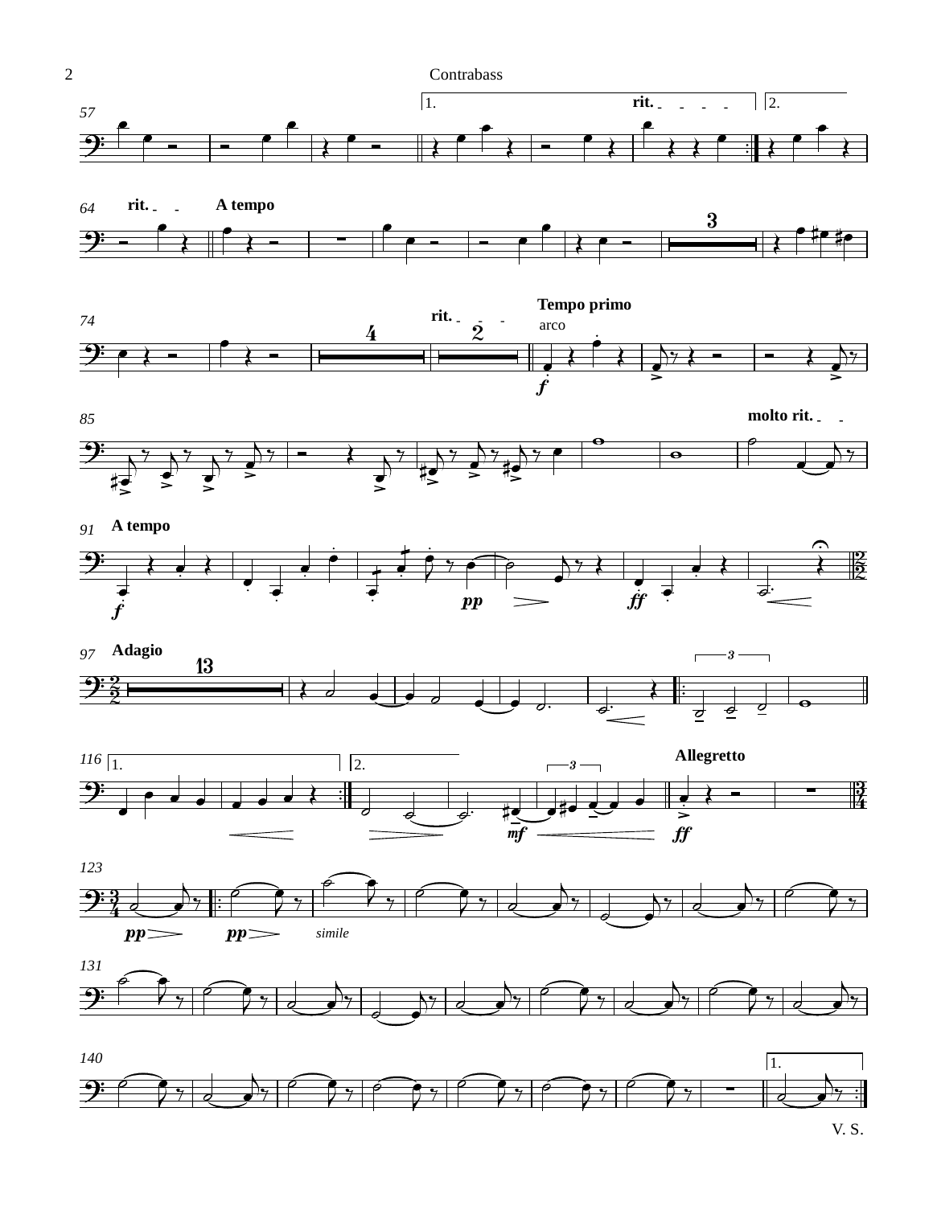57 1. rit. 2.

64 rit. A tempo

74 rit. Tempo primo arco

85 molto rit.

91 A tempo

97 Adagio

116 1. 2. Allegretto

123 *pp* *pp* *simile*

131

140 1.

V. S.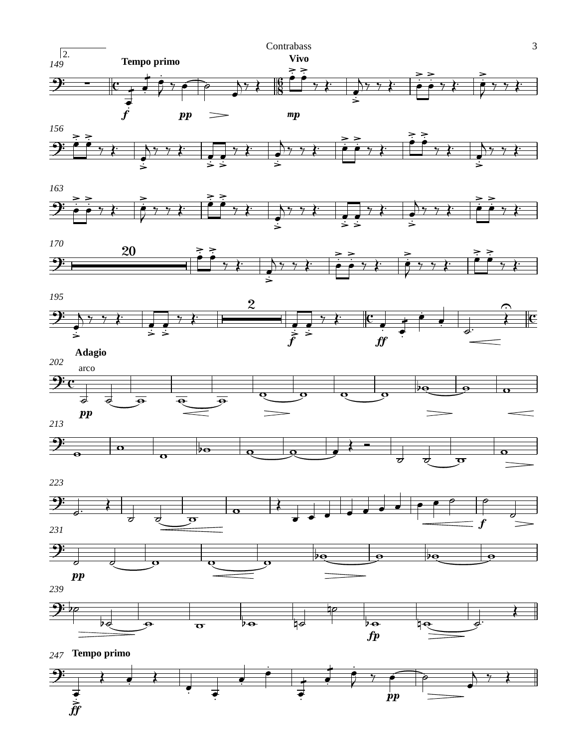2\.

Tempo primo

Vivo

*f* *pp* *mp*

20

2

*f* *ff*

Adagio

arco

*pp*

*f*

*pp*

*fp*

Tempo primo

*ff* *pp*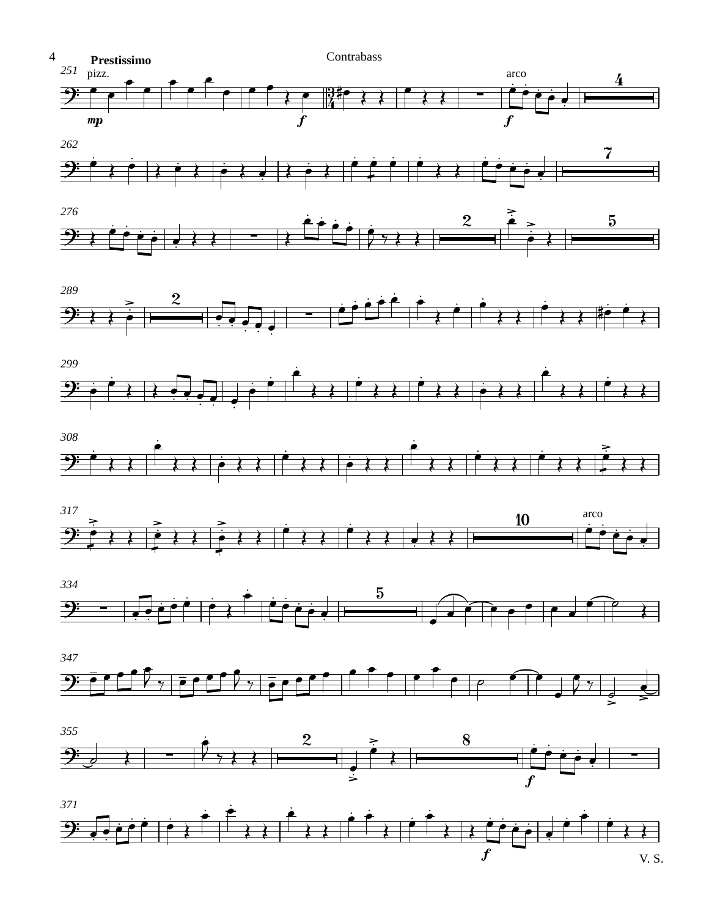**Prestissimo**

pizz.

arco

arco

V. S.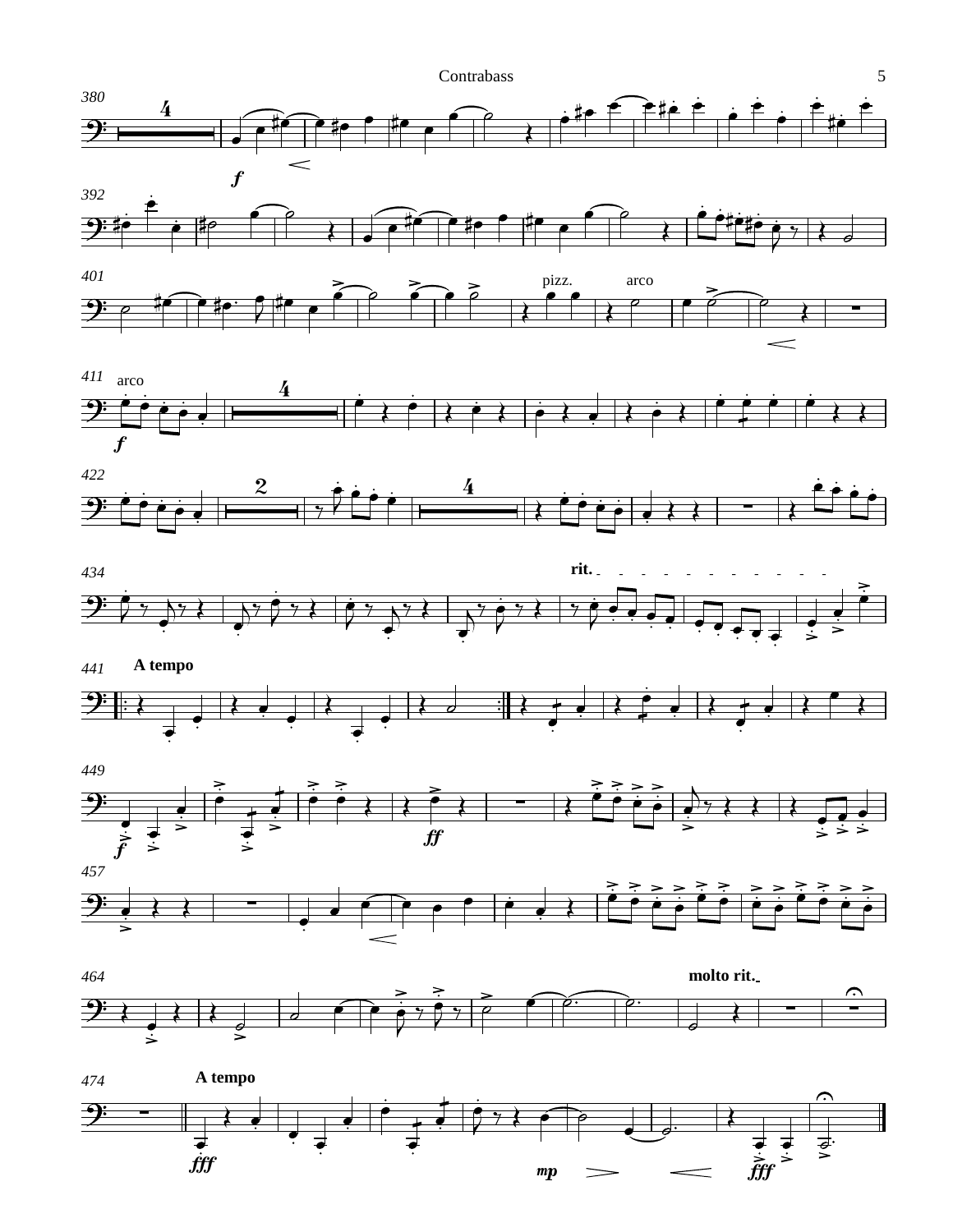380

392

401

pizz.

arco

411

arco

422

434

rit.

441

A tempo

449

457

464

molto rit.

474

A tempo